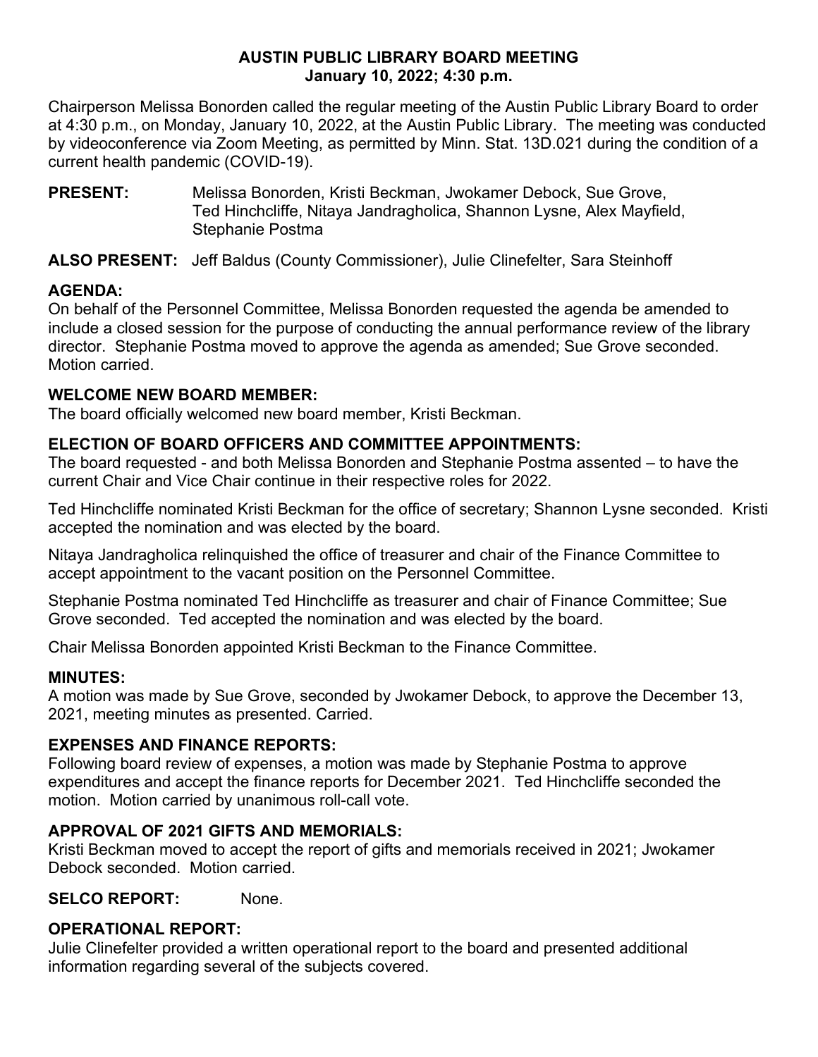# AUSTIN PUBLIC LIBRARY BOARD MEETING
## January 10, 2022; 4:30 p.m.

Chairperson Melissa Bonorden called the regular meeting of the Austin Public Library Board to order at 4:30 p.m., on Monday, January 10, 2022, at the Austin Public Library. The meeting was conducted by videoconference via Zoom Meeting, as permitted by Minn. Stat. 13D.021 during the condition of a current health pandemic (COVID-19).

**PRESENT:** Melissa Bonorden, Kristi Beckman, Jwokamer Debock, Sue Grove, Ted Hinchcliffe, Nitaya Jandragholica, Shannon Lysne, Alex Mayfield, Stephanie Postma

**ALSO PRESENT:** Jeff Baldus (County Commissioner), Julie Clinefelter, Sara Steinhoff

**AGENDA:**
On behalf of the Personnel Committee, Melissa Bonorden requested the agenda be amended to include a closed session for the purpose of conducting the annual performance review of the library director. Stephanie Postma moved to approve the agenda as amended; Sue Grove seconded. Motion carried.

**WELCOME NEW BOARD MEMBER:**
The board officially welcomed new board member, Kristi Beckman.

**ELECTION OF BOARD OFFICERS AND COMMITTEE APPOINTMENTS:**
The board requested - and both Melissa Bonorden and Stephanie Postma assented – to have the current Chair and Vice Chair continue in their respective roles for 2022.

Ted Hinchcliffe nominated Kristi Beckman for the office of secretary; Shannon Lysne seconded. Kristi accepted the nomination and was elected by the board.

Nitaya Jandragholica relinquished the office of treasurer and chair of the Finance Committee to accept appointment to the vacant position on the Personnel Committee.

Stephanie Postma nominated Ted Hinchcliffe as treasurer and chair of Finance Committee; Sue Grove seconded. Ted accepted the nomination and was elected by the board.

Chair Melissa Bonorden appointed Kristi Beckman to the Finance Committee.

**MINUTES:**
A motion was made by Sue Grove, seconded by Jwokamer Debock, to approve the December 13, 2021, meeting minutes as presented. Carried.

**EXPENSES AND FINANCE REPORTS:**
Following board review of expenses, a motion was made by Stephanie Postma to approve expenditures and accept the finance reports for December 2021. Ted Hinchcliffe seconded the motion. Motion carried by unanimous roll-call vote.

**APPROVAL OF 2021 GIFTS AND MEMORIALS:**
Kristi Beckman moved to accept the report of gifts and memorials received in 2021; Jwokamer Debock seconded. Motion carried.

**SELCO REPORT:** None.

**OPERATIONAL REPORT:**
Julie Clinefelter provided a written operational report to the board and presented additional information regarding several of the subjects covered.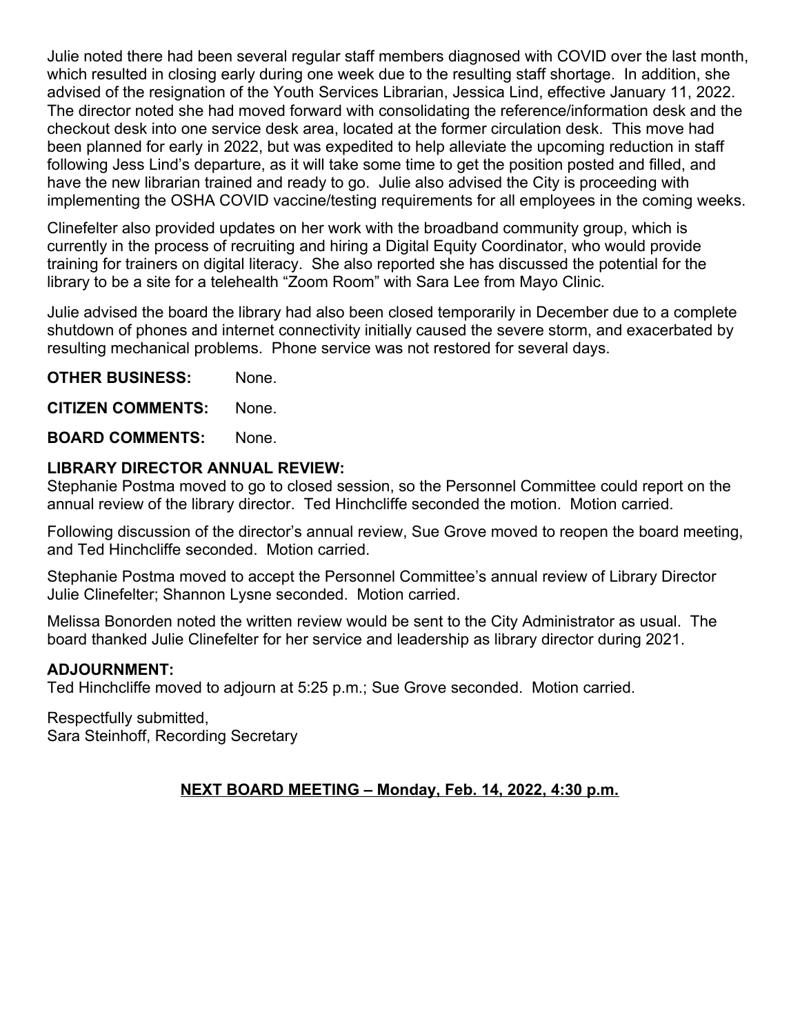Julie noted there had been several regular staff members diagnosed with COVID over the last month, which resulted in closing early during one week due to the resulting staff shortage. In addition, she advised of the resignation of the Youth Services Librarian, Jessica Lind, effective January 11, 2022. The director noted she had moved forward with consolidating the reference/information desk and the checkout desk into one service desk area, located at the former circulation desk. This move had been planned for early in 2022, but was expedited to help alleviate the upcoming reduction in staff following Jess Lind's departure, as it will take some time to get the position posted and filled, and have the new librarian trained and ready to go. Julie also advised the City is proceeding with implementing the OSHA COVID vaccine/testing requirements for all employees in the coming weeks.

Clinefelter also provided updates on her work with the broadband community group, which is currently in the process of recruiting and hiring a Digital Equity Coordinator, who would provide training for trainers on digital literacy. She also reported she has discussed the potential for the library to be a site for a telehealth "Zoom Room" with Sara Lee from Mayo Clinic.

Julie advised the board the library had also been closed temporarily in December due to a complete shutdown of phones and internet connectivity initially caused the severe storm, and exacerbated by resulting mechanical problems. Phone service was not restored for several days.

**OTHER BUSINESS:** None.

**CITIZEN COMMENTS:** None.

**BOARD COMMENTS:** None.

**LIBRARY DIRECTOR ANNUAL REVIEW:**

Stephanie Postma moved to go to closed session, so the Personnel Committee could report on the annual review of the library director. Ted Hinchcliffe seconded the motion. Motion carried.

Following discussion of the director's annual review, Sue Grove moved to reopen the board meeting, and Ted Hinchcliffe seconded. Motion carried.

Stephanie Postma moved to accept the Personnel Committee's annual review of Library Director Julie Clinefelter; Shannon Lysne seconded. Motion carried.

Melissa Bonorden noted the written review would be sent to the City Administrator as usual. The board thanked Julie Clinefelter for her service and leadership as library director during 2021.

**ADJOURNMENT:**

Ted Hinchcliffe moved to adjourn at 5:25 p.m.; Sue Grove seconded. Motion carried.

Respectfully submitted,
Sara Steinhoff, Recording Secretary

**NEXT BOARD MEETING – Monday, Feb. 14, 2022, 4:30 p.m.**